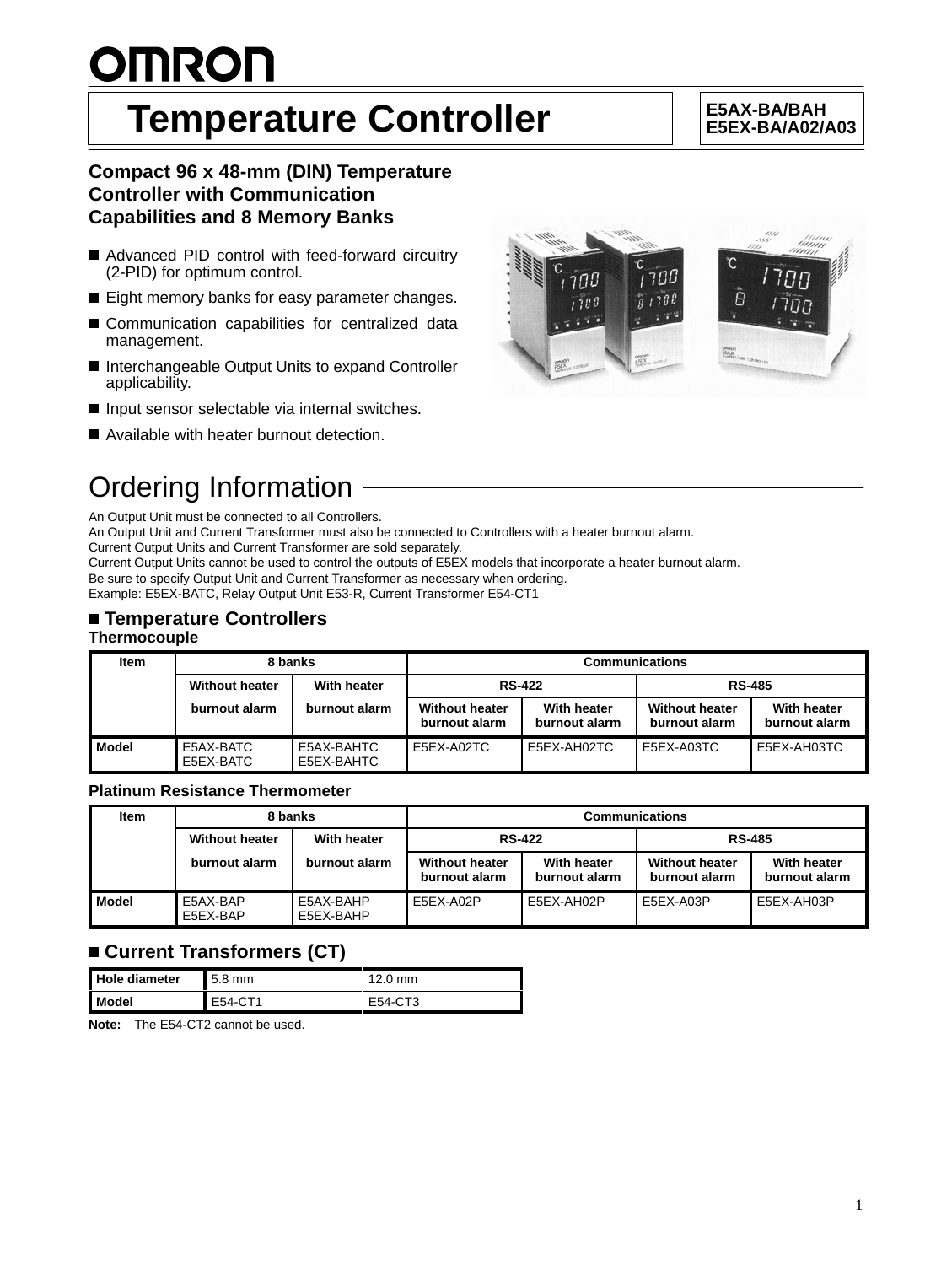# OMRON

# Temperature Controller

**E5AX-BA/BAH**
**E5EX-BA/A02/A03**

**Compact 96 x 48-mm (DIN) Temperature Controller with Communication Capabilities and 8 Memory Banks**

- Advanced PID control with feed-forward circuitry (2-PID) for optimum control.
- Eight memory banks for easy parameter changes.
- Communication capabilities for centralized data management.
- Interchangeable Output Units to expand Controller applicability.
- Input sensor selectable via internal switches.
- Available with heater burnout detection.

## Ordering Information

An Output Unit must be connected to all Controllers.
An Output Unit and Current Transformer must also be connected to Controllers with a heater burnout alarm.
Current Output Units and Current Transformer are sold separately.
Current Output Units cannot be used to control the outputs of E5EX models that incorporate a heater burnout alarm.
Be sure to specify Output Unit and Current Transformer as necessary when ordering.
Example: E5EX-BATC, Relay Output Unit E53-R, Current Transformer E54-CT1

### Temperature Controllers

**Thermocouple**

| Item | 8 banks | | Communications | | | |
|---|---|---|---|---|---|---|
| | Without heater burnout alarm | With heater burnout alarm | RS-422 | | RS-485 | |
| | | | Without heater burnout alarm | With heater burnout alarm | Without heater burnout alarm | With heater burnout alarm |
| **Model** | E5AX-BATC E5EX-BATC | E5AX-BAHTC E5EX-BAHTC | E5EX-A02TC | E5EX-AH02TC | E5EX-A03TC | E5EX-AH03TC |

**Platinum Resistance Thermometer**

| Item | 8 banks | | Communications | | | |
|---|---|---|---|---|---|---|
| | Without heater burnout alarm | With heater burnout alarm | RS-422 | | RS-485 | |
| | | | Without heater burnout alarm | With heater burnout alarm | Without heater burnout alarm | With heater burnout alarm |
| **Model** | E5AX-BAP E5EX-BAP | E5AX-BAHP E5EX-BAHP | E5EX-A02P | E5EX-AH02P | E5EX-A03P | E5EX-AH03P |

### Current Transformers (CT)

| Hole diameter | 5.8 mm | 12.0 mm |
|---|---|---|
| **Model** | E54-CT1 | E54-CT3 |

**Note:** The E54-CT2 cannot be used.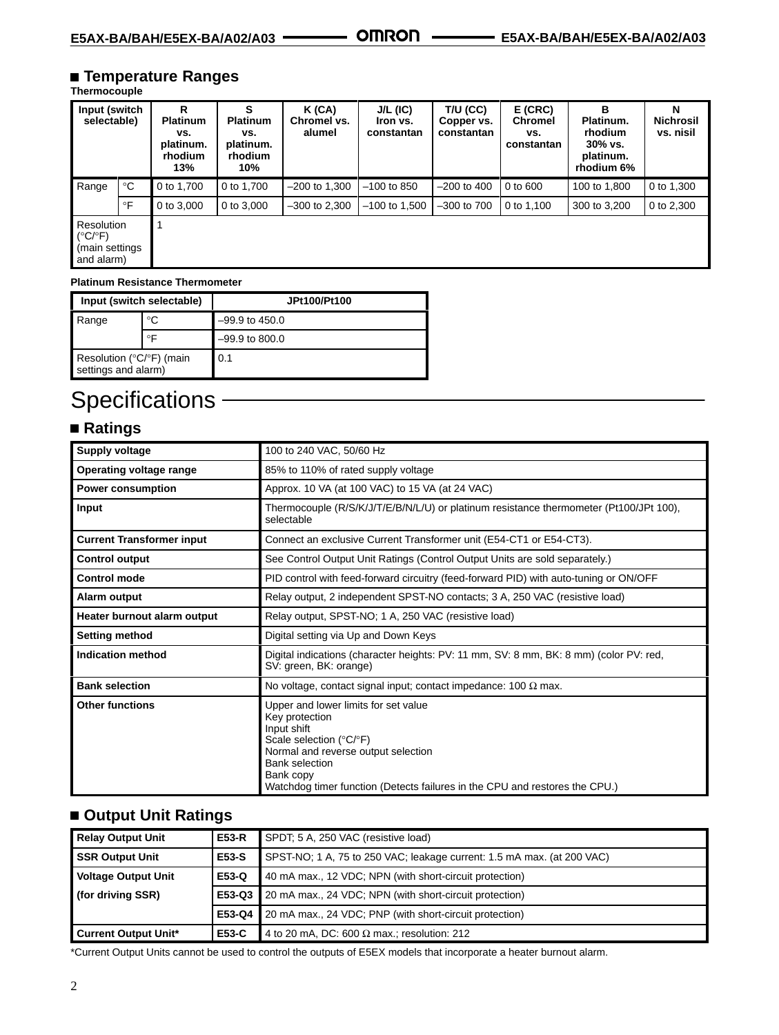## ■ Temperature Ranges

**Thermocouple**

| Input (switch selectable) | | R Platinum vs. platinum. rhodium 13% | S Platinum vs. platinum. rhodium 10% | K (CA) Chromel vs. alumel | J/L (IC) Iron vs. constantan | T/U (CC) Copper vs. constantan | E (CRC) Chromel vs. constantan | B Platinum. rhodium 30% vs. platinum. rhodium 6% | N Nichrosil vs. nisil |
|---|---|---|---|---|---|---|---|---|---|
| Range | °C | 0 to 1,700 | 0 to 1,700 | –200 to 1,300 | –100 to 850 | –200 to 400 | 0 to 600 | 100 to 1,800 | 0 to 1,300 |
| | °F | 0 to 3,000 | 0 to 3,000 | –300 to 2,300 | –100 to 1,500 | –300 to 700 | 0 to 1,100 | 300 to 3,200 | 0 to 2,300 |
| Resolution (°C/°F) (main settings and alarm) | | 1 | | | | | | | |

**Platinum Resistance Thermometer**

| Input (switch selectable) | | JPt100/Pt100 |
|---|---|---|
| Range | °C | –99.9 to 450.0 |
| | °F | –99.9 to 800.0 |
| Resolution (°C/°F) (main settings and alarm) | | 0.1 |

# Specifications

## ■ Ratings

| | |
|---|---|
| **Supply voltage** | 100 to 240 VAC, 50/60 Hz |
| **Operating voltage range** | 85% to 110% of rated supply voltage |
| **Power consumption** | Approx. 10 VA (at 100 VAC) to 15 VA (at 24 VAC) |
| **Input** | Thermocouple (R/S/K/J/T/E/B/N/L/U) or platinum resistance thermometer (Pt100/JPt 100), selectable |
| **Current Transformer input** | Connect an exclusive Current Transformer unit (E54-CT1 or E54-CT3). |
| **Control output** | See Control Output Unit Ratings (Control Output Units are sold separately.) |
| **Control mode** | PID control with feed-forward circuitry (feed-forward PID) with auto-tuning or ON/OFF |
| **Alarm output** | Relay output, 2 independent SPST-NO contacts; 3 A, 250 VAC (resistive load) |
| **Heater burnout alarm output** | Relay output, SPST-NO; 1 A, 250 VAC (resistive load) |
| **Setting method** | Digital setting via Up and Down Keys |
| **Indication method** | Digital indications (character heights: PV: 11 mm, SV: 8 mm, BK: 8 mm) (color PV: red, SV: green, BK: orange) |
| **Bank selection** | No voltage, contact signal input; contact impedance: 100 Ω max. |
| **Other functions** | Upper and lower limits for set value<br>Key protection<br>Input shift<br>Scale selection (°C/°F)<br>Normal and reverse output selection<br>Bank selection<br>Bank copy<br>Watchdog timer function (Detects failures in the CPU and restores the CPU.) |

## ■ Output Unit Ratings

| | | |
|---|---|---|
| **Relay Output Unit** | **E53-R** | SPDT; 5 A, 250 VAC (resistive load) |
| **SSR Output Unit** | **E53-S** | SPST-NO; 1 A, 75 to 250 VAC; leakage current: 1.5 mA max. (at 200 VAC) |
| **Voltage Output Unit (for driving SSR)** | **E53-Q** | 40 mA max., 12 VDC; NPN (with short-circuit protection) |
| | **E53-Q3** | 20 mA max., 24 VDC; NPN (with short-circuit protection) |
| | **E53-Q4** | 20 mA max., 24 VDC; PNP (with short-circuit protection) |
| **Current Output Unit*** | **E53-C** | 4 to 20 mA, DC: 600 Ω max.; resolution: 212 |

*Current Output Units cannot be used to control the outputs of E5EX models that incorporate a heater burnout alarm.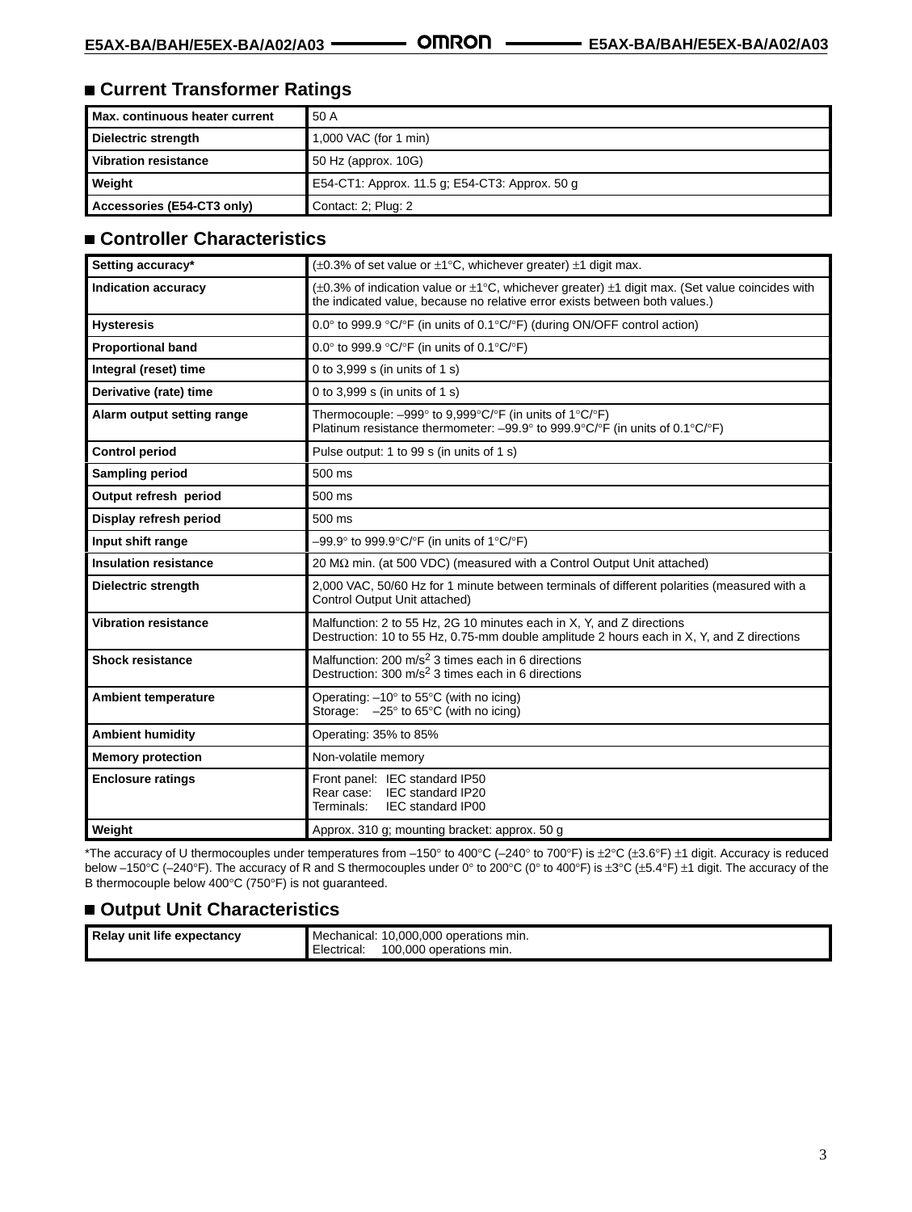## Current Transformer Ratings

| | |
|---|---|
| **Max. continuous heater current** | 50 A |
| **Dielectric strength** | 1,000 VAC (for 1 min) |
| **Vibration resistance** | 50 Hz (approx. 10G) |
| **Weight** | E54-CT1: Approx. 11.5 g; E54-CT3: Approx. 50 g |
| **Accessories (E54-CT3 only)** | Contact: 2; Plug: 2 |

## Controller Characteristics

| | |
|---|---|
| **Setting accuracy*** | (±0.3% of set value or ±1°C, whichever greater) ±1 digit max. |
| **Indication accuracy** | (±0.3% of indication value or ±1°C, whichever greater) ±1 digit max. (Set value coincides with the indicated value, because no relative error exists between both values.) |
| **Hysteresis** | 0.0° to 999.9 °C/°F (in units of 0.1°C/°F) (during ON/OFF control action) |
| **Proportional band** | 0.0° to 999.9 °C/°F (in units of 0.1°C/°F) |
| **Integral (reset) time** | 0 to 3,999 s (in units of 1 s) |
| **Derivative (rate) time** | 0 to 3,999 s (in units of 1 s) |
| **Alarm output setting range** | Thermocouple: –999° to 9,999°C/°F (in units of 1°C/°F)<br>Platinum resistance thermometer: –99.9° to 999.9°C/°F (in units of 0.1°C/°F) |
| **Control period** | Pulse output: 1 to 99 s (in units of 1 s) |
| **Sampling period** | 500 ms |
| **Output refresh period** | 500 ms |
| **Display refresh period** | 500 ms |
| **Input shift range** | –99.9° to 999.9°C/°F (in units of 1°C/°F) |
| **Insulation resistance** | 20 MΩ min. (at 500 VDC) (measured with a Control Output Unit attached) |
| **Dielectric strength** | 2,000 VAC, 50/60 Hz for 1 minute between terminals of different polarities (measured with a Control Output Unit attached) |
| **Vibration resistance** | Malfunction: 2 to 55 Hz, 2G 10 minutes each in X, Y, and Z directions<br>Destruction: 10 to 55 Hz, 0.75-mm double amplitude 2 hours each in X, Y, and Z directions |
| **Shock resistance** | Malfunction: 200 $m/s^2$ 3 times each in 6 directions<br>Destruction: 300 $m/s^2$ 3 times each in 6 directions |
| **Ambient temperature** | Operating: –10° to 55°C (with no icing)<br>Storage: –25° to 65°C (with no icing) |
| **Ambient humidity** | Operating: 35% to 85% |
| **Memory protection** | Non-volatile memory |
| **Enclosure ratings** | Front panel: IEC standard IP50<br>Rear case: IEC standard IP20<br>Terminals: IEC standard IP00 |
| **Weight** | Approx. 310 g; mounting bracket: approx. 50 g |

*The accuracy of U thermocouples under temperatures from –150° to 400°C (–240° to 700°F) is ±2°C (±3.6°F) ±1 digit. Accuracy is reduced below –150°C (–240°F). The accuracy of R and S thermocouples under 0° to 200°C (0° to 400°F) is ±3°C (±5.4°F) ±1 digit. The accuracy of the B thermocouple below 400°C (750°F) is not guaranteed.

## Output Unit Characteristics

| | |
|---|---|
| **Relay unit life expectancy** | Mechanical: 10,000,000 operations min.<br>Electrical: 100,000 operations min. |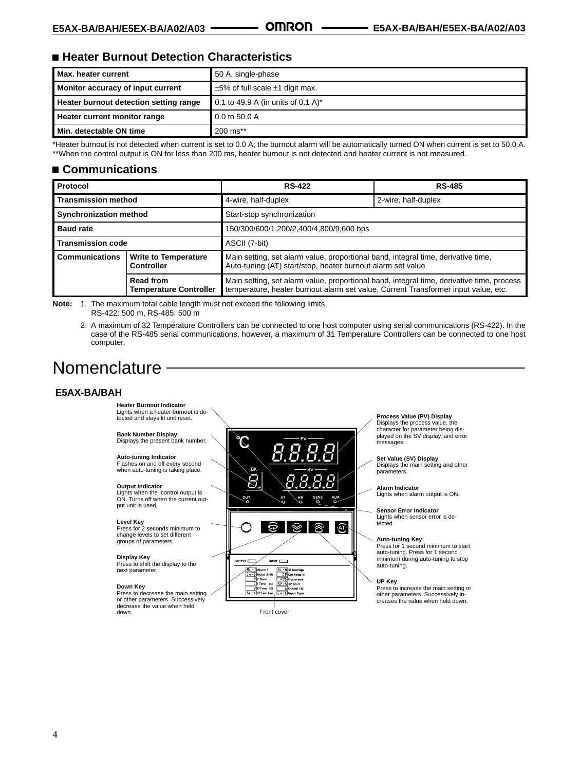## ■ Heater Burnout Detection Characteristics

| Max. heater current | 50 A, single-phase |
|---|---|
| Monitor accuracy of input current | ±5% of full scale ±1 digit max. |
| Heater burnout detection setting range | 0.1 to 49.9 A (in units of 0.1 A)* |
| Heater current monitor range | 0.0 to 50.0 A |
| Min. detectable ON time | 200 ms** |

*Heater burnout is not detected when current is set to 0.0 A; the burnout alarm will be automatically turned ON when current is set to 50.0 A.
**When the control output is ON for less than 200 ms, heater burnout is not detected and heater current is not measured.

## ■ Communications

| Protocol | | RS-422 | RS-485 |
|---|---|---|---|
| Transmission method | | 4-wire, half-duplex | 2-wire, half-duplex |
| Synchronization method | | Start-stop synchronization | |
| Baud rate | | 150/300/600/1,200/2,400/4,800/9,600 bps | |
| Transmission code | | ASCII (7-bit) | |
| Communications | Write to Temperature Controller | Main setting, set alarm value, proportional band, integral time, derivative time, Auto-tuning (AT) start/stop, heater burnout alarm set value | |
| | Read from Temperature Controller | Main setting, set alarm value, proportional band, integral time, derivative time, process temperature, heater burnout alarm set value, Current Transformer input value, etc. | |

**Note:**
1. The maximum total cable length must not exceed the following limits.
   RS-422: 500 m, RS-485: 500 m
2. A maximum of 32 Temperature Controllers can be connected to one host computer using serial communications (RS-422). In the case of the RS-485 serial communications, however, a maximum of 31 Temperature Controllers can be connected to one host computer.

# Nomenclature

### E5AX-BA/BAH

**Heater Burnout Indicator**
Lights when a heater burnout is detected and stays lit unit reset.

**Bank Number Display**
Displays the present bank number.

**Auto-tuning Indicator**
Flashes on and off every second when auto-tuning is taking place.

**Output Indicator**
Lights when the control output is ON. Turns off when the current output unit is used.

**Level Key**
Press for 2 seconds minimum to change levels to set different groups of parameters.

**Display Key**
Press to shift the display to the next parameter.

**Down Key**
Press to decrease the main setting or other parameters. Successively decrease the value when held down.

**Process Value (PV) Display**
Displays the process value, the character for parameter being displayed on the SV display, and error messages.

**Set Value (SV) Display**
Displays the main setting and other parameters.

**Alarm Indicator**
Lights when alarm output is ON.

**Sensor Error Indicator**
Lights when sensor error is detected.

**Auto-tuning Key**
Press for 1 second minimum to start auto-tuning. Press for 1 second minimum during auto-tuning to stop auto-tuning.

**UP Key**
Press to increase the main setting or other parameters. Successively increases the value when held down.

Front cover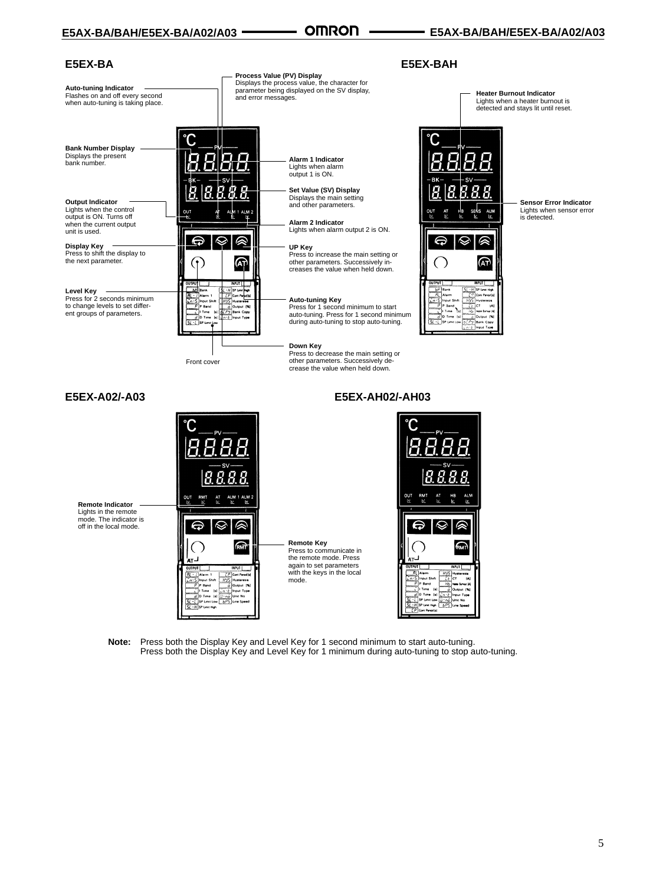## E5EX-BA

**Process Value (PV) Display**
Displays the process value, the character for parameter being displayed on the SV display, and error messages.

**Auto-tuning Indicator**
Flashes on and off every second when auto-tuning is taking place.

**Bank Number Display**
Displays the present bank number.

**Alarm 1 Indicator**
Lights when alarm output 1 is ON.

**Set Value (SV) Display**
Displays the main setting and other parameters.

**Output Indicator**
Lights when the control output is ON. Turns off when the current output unit is used.

**Alarm 2 Indicator**
Lights when alarm output 2 is ON.

**Display Key**
Press to shift the display to the next parameter.

**UP Key**
Press to increase the main setting or other parameters. Successively increases the value when held down.

**Level Key**
Press for 2 seconds minimum to change levels to set different groups of parameters.

**Auto-tuning Key**
Press for 1 second minimum to start auto-tuning. Press for 1 second minimum during auto-tuning to stop auto-tuning.

**Down Key**
Press to decrease the main setting or other parameters. Successively decrease the value when held down.

Front cover

## E5EX-BAH

**Heater Burnout Indicator**
Lights when a heater burnout is detected and stays lit until reset.

**Sensor Error Indicator**
Lights when sensor error is detected.

## E5EX-A02/-A03

**Remote Indicator**
Lights in the remote mode. The indicator is off in the local mode.

**Remote Key**
Press to communicate in the remote mode. Press again to set parameters with the keys in the local mode.

## E5EX-AH02/-AH03

**Note:** Press both the Display Key and Level Key for 1 second minimum to start auto-tuning.
Press both the Display Key and Level Key for 1 minimum during auto-tuning to stop auto-tuning.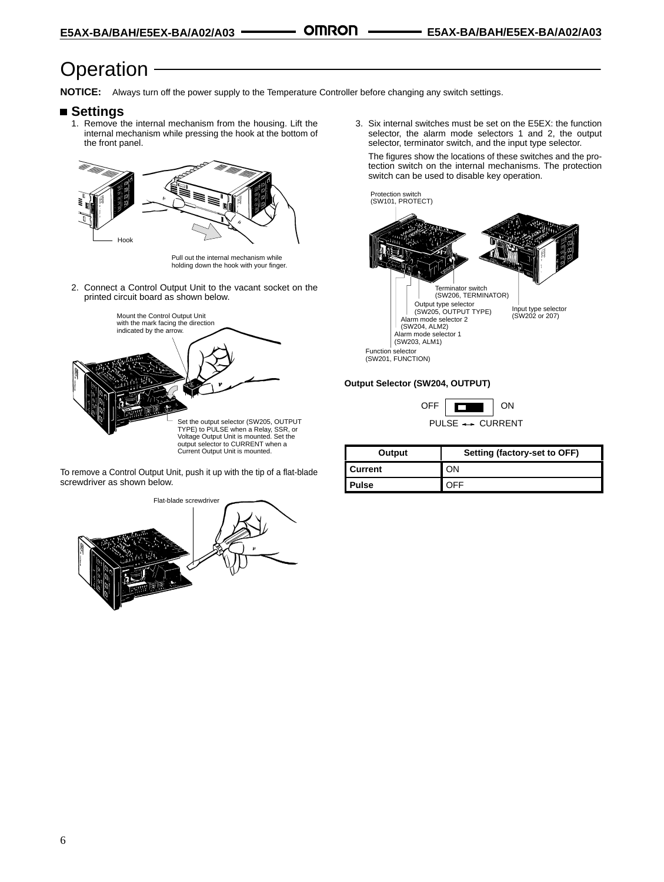# Operation

**NOTICE:** Always turn off the power supply to the Temperature Controller before changing any switch settings.

## Settings

1. Remove the internal mechanism from the housing. Lift the internal mechanism while pressing the hook at the bottom of the front panel.

Hook

Pull out the internal mechanism while holding down the hook with your finger.

2. Connect a Control Output Unit to the vacant socket on the printed circuit board as shown below.

Mount the Control Output Unit with the mark facing the direction indicated by the arrow.

Set the output selector (SW205, OUTPUT TYPE) to PULSE when a Relay, SSR, or Voltage Output Unit is mounted. Set the output selector to CURRENT when a Current Output Unit is mounted.

To remove a Control Output Unit, push it up with the tip of a flat-blade screwdriver as shown below.

Flat-blade screwdriver

3. Six internal switches must be set on the E5EX: the function selector, the alarm mode selectors 1 and 2, the output selector, terminator switch, and the input type selector.

   The figures show the locations of these switches and the protection switch on the internal mechanisms. The protection switch can be used to disable key operation.

Protection switch (SW101, PROTECT)

Terminator switch (SW206, TERMINATOR)

Output type selector (SW205, OUTPUT TYPE)

Alarm mode selector 2 (SW204, ALM2)

Alarm mode selector 1 (SW203, ALM1)

Function selector (SW201, FUNCTION)

Input type selector (SW202 or 207)

**Output Selector (SW204, OUTPUT)**

OFF ON

PULSE ←→ CURRENT

| Output | Setting (factory-set to OFF) |
|---|---|
| **Current** | ON |
| **Pulse** | OFF |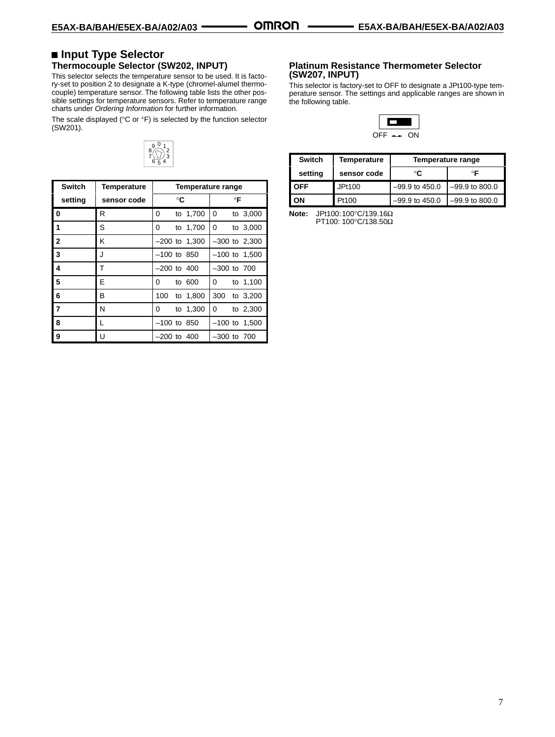## ■ Input Type Selector

### Thermocouple Selector (SW202, INPUT)

This selector selects the temperature sensor to be used. It is factory-set to position 2 to designate a K-type (chromel-alumel thermocouple) temperature sensor. The following table lists the other possible settings for temperature sensors. Refer to temperature range charts under *Ordering Information* for further information.

The scale displayed (°C or °F) is selected by the function selector (SW201).

| Switch setting | Temperature sensor code | Temperature range °C | Temperature range °F |
|---|---|---|---|
| **0** | R | 0 to 1,700 | 0 to 3,000 |
| **1** | S | 0 to 1,700 | 0 to 3,000 |
| **2** | K | –200 to 1,300 | –300 to 2,300 |
| **3** | J | –100 to 850 | –100 to 1,500 |
| **4** | T | –200 to 400 | –300 to 700 |
| **5** | E | 0 to 600 | 0 to 1,100 |
| **6** | B | 100 to 1,800 | 300 to 3,200 |
| **7** | N | 0 to 1,300 | 0 to 2,300 |
| **8** | L | –100 to 850 | –100 to 1,500 |
| **9** | U | –200 to 400 | –300 to 700 |

### Platinum Resistance Thermometer Selector (SW207, INPUT)

This selector is factory-set to OFF to designate a JPt100-type temperature sensor. The settings and applicable ranges are shown in the following table.

OFF ↔ ON

| Switch setting | Temperature sensor code | Temperature range °C | Temperature range °F |
|---|---|---|---|
| **OFF** | JPt100 | –99.9 to 450.0 | –99.9 to 800.0 |
| **ON** | Pt100 | –99.9 to 450.0 | –99.9 to 800.0 |

**Note:** JPt100: 100°C/139.16Ω
PT100: 100°C/138.50Ω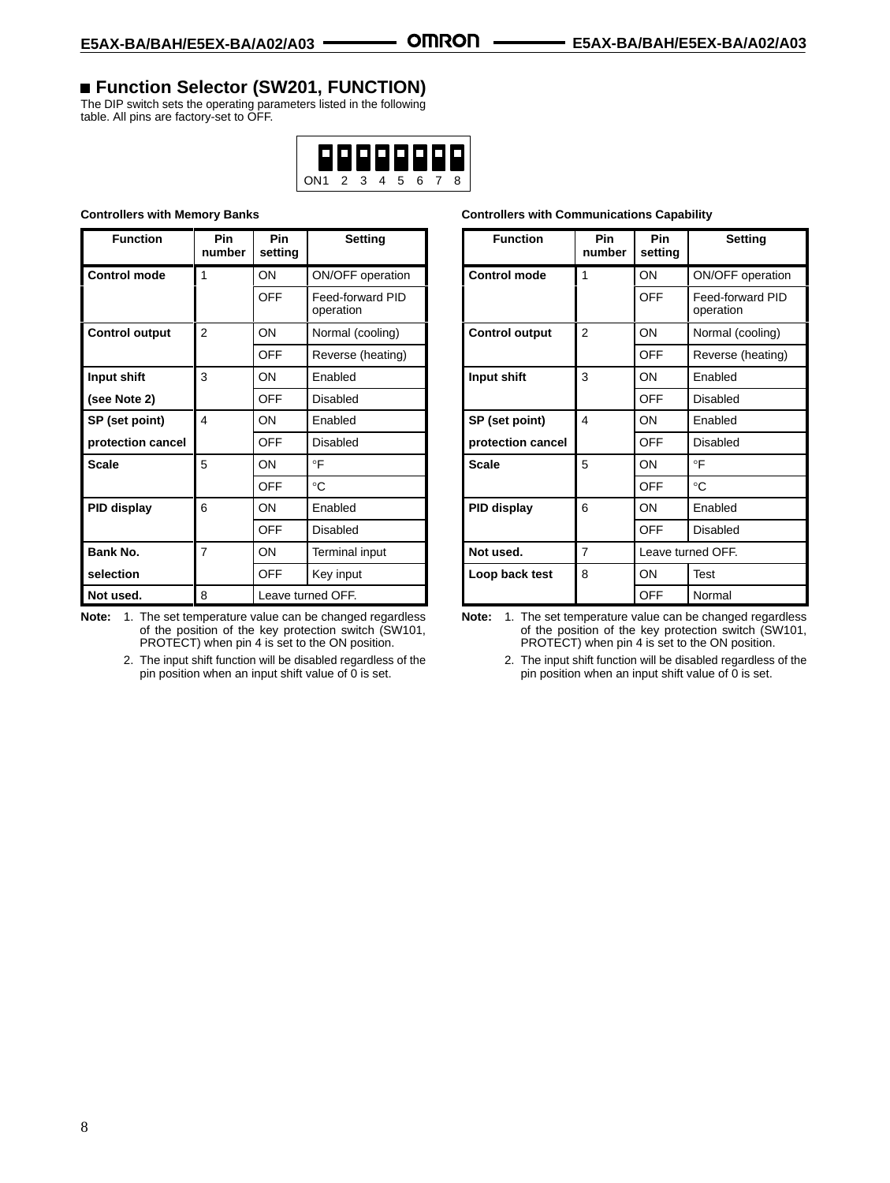## ■ Function Selector (SW201, FUNCTION)

The DIP switch sets the operating parameters listed in the following table. All pins are factory-set to OFF.

ON1 2 3 4 5 6 7 8

**Controllers with Memory Banks**

| Function | Pin number | Pin setting | Setting |
|---|---|---|---|
| **Control mode** | 1 | ON | ON/OFF operation |
| | | OFF | Feed-forward PID operation |
| **Control output** | 2 | ON | Normal (cooling) |
| | | OFF | Reverse (heating) |
| **Input shift (see Note 2)** | 3 | ON | Enabled |
| | | OFF | Disabled |
| **SP (set point) protection cancel** | 4 | ON | Enabled |
| | | OFF | Disabled |
| **Scale** | 5 | ON | °F |
| | | OFF | °C |
| **PID display** | 6 | ON | Enabled |
| | | OFF | Disabled |
| **Bank No. selection** | 7 | ON | Terminal input |
| | | OFF | Key input |
| **Not used.** | 8 | Leave turned OFF. | |

**Note:**
1. The set temperature value can be changed regardless of the position of the key protection switch (SW101, PROTECT) when pin 4 is set to the ON position.
2. The input shift function will be disabled regardless of the pin position when an input shift value of 0 is set.

**Controllers with Communications Capability**

| Function | Pin number | Pin setting | Setting |
|---|---|---|---|
| **Control mode** | 1 | ON | ON/OFF operation |
| | | OFF | Feed-forward PID operation |
| **Control output** | 2 | ON | Normal (cooling) |
| | | OFF | Reverse (heating) |
| **Input shift** | 3 | ON | Enabled |
| | | OFF | Disabled |
| **SP (set point) protection cancel** | 4 | ON | Enabled |
| | | OFF | Disabled |
| **Scale** | 5 | ON | °F |
| | | OFF | °C |
| **PID display** | 6 | ON | Enabled |
| | | OFF | Disabled |
| **Not used.** | 7 | Leave turned OFF. | |
| **Loop back test** | 8 | ON | Test |
| | | OFF | Normal |

**Note:**
1. The set temperature value can be changed regardless of the position of the key protection switch (SW101, PROTECT) when pin 4 is set to the ON position.
2. The input shift function will be disabled regardless of the pin position when an input shift value of 0 is set.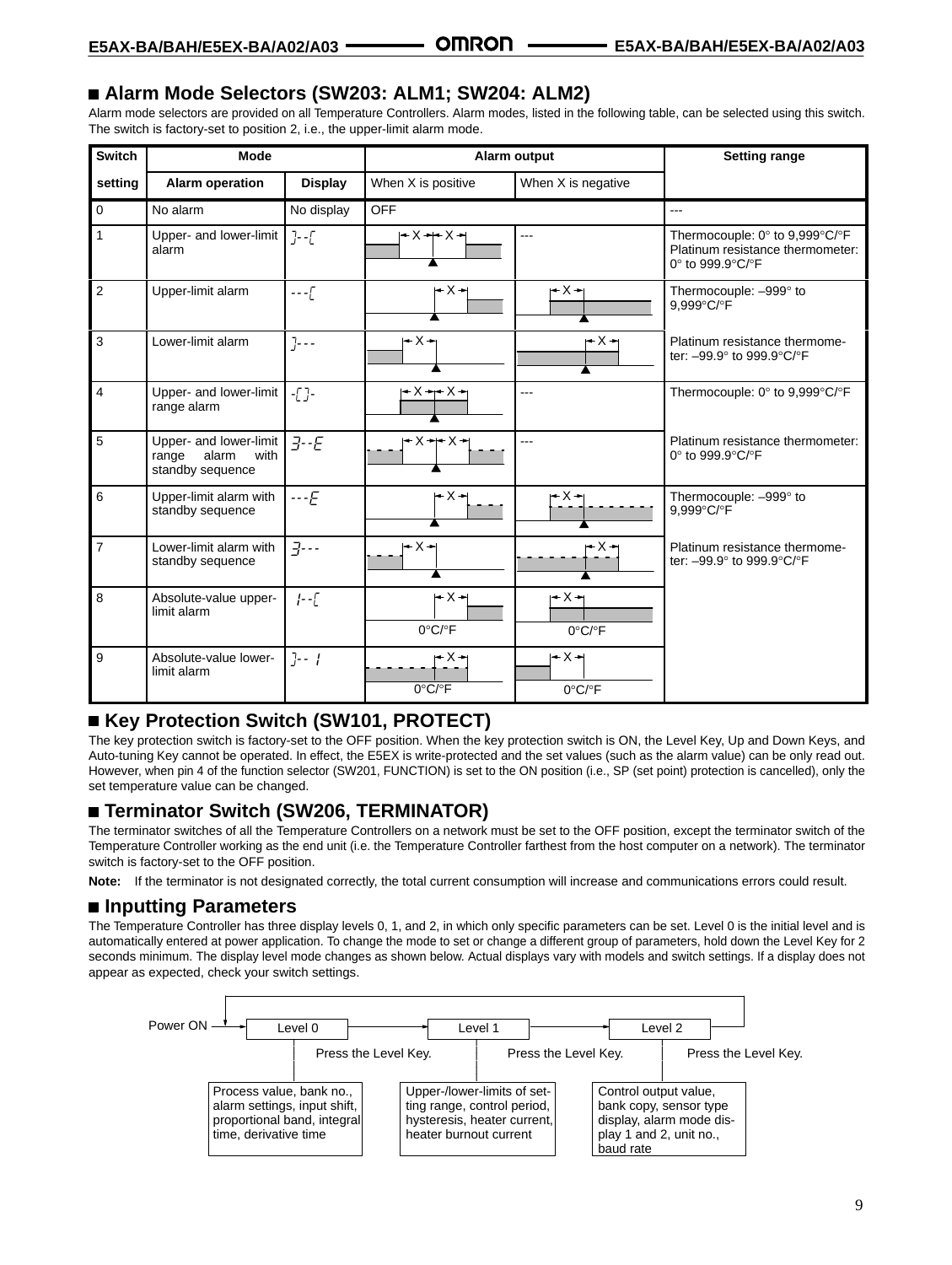## ■ Alarm Mode Selectors (SW203: ALM1; SW204: ALM2)

Alarm mode selectors are provided on all Temperature Controllers. Alarm modes, listed in the following table, can be selected using this switch. The switch is factory-set to position 2, i.e., the upper-limit alarm mode.

| Switch setting | Mode | | Alarm output | | Setting range |
|---|---|---|---|---|---|
| | Alarm operation | Display | When X is positive | When X is negative | |
| 0 | No alarm | No display | OFF | | --- |
| 1 | Upper- and lower-limit alarm | ]--[ | | --- | Thermocouple: 0° to 9,999°C/°F<br>Platinum resistance thermometer: 0° to 999.9°C/°F |
| 2 | Upper-limit alarm | ---[ | | | Thermocouple: –999° to 9,999°C/°F |
| 3 | Lower-limit alarm | ]--- | | | Platinum resistance thermometer: –99.9° to 999.9°C/°F |
| 4 | Upper- and lower-limit range alarm | -[]- | | --- | Thermocouple: 0° to 9,999°C/°F |
| 5 | Upper- and lower-limit range alarm with standby sequence | ]--E | | --- | Platinum resistance thermometer: 0° to 999.9°C/°F |
| 6 | Upper-limit alarm with standby sequence | ---E | | | Thermocouple: –999° to 9,999°C/°F |
| 7 | Lower-limit alarm with standby sequence | ]--- | | | Platinum resistance thermometer: –99.9° to 999.9°C/°F |
| 8 | Absolute-value upper-limit alarm | !--[ | 0°C/°F | 0°C/°F | |
| 9 | Absolute-value lower-limit alarm | ]-- ! | 0°C/°F | 0°C/°F | |

## ■ Key Protection Switch (SW101, PROTECT)

The key protection switch is factory-set to the OFF position. When the key protection switch is ON, the Level Key, Up and Down Keys, and Auto-tuning Key cannot be operated. In effect, the E5EX is write-protected and the set values (such as the alarm value) can be only read out. However, when pin 4 of the function selector (SW201, FUNCTION) is set to the ON position (i.e., SP (set point) protection is cancelled), only the set temperature value can be changed.

## ■ Terminator Switch (SW206, TERMINATOR)

The terminator switches of all the Temperature Controllers on a network must be set to the OFF position, except the terminator switch of the Temperature Controller working as the end unit (i.e. the Temperature Controller farthest from the host computer on a network). The terminator switch is factory-set to the OFF position.

**Note:** If the terminator is not designated correctly, the total current consumption will increase and communications errors could result.

## ■ Inputting Parameters

The Temperature Controller has three display levels 0, 1, and 2, in which only specific parameters can be set. Level 0 is the initial level and is automatically entered at power application. To change the mode to set or change a different group of parameters, hold down the Level Key for 2 seconds minimum. The display level mode changes as shown below. Actual displays vary with models and switch settings. If a display does not appear as expected, check your switch settings.

Power ON → Level 0 → (Press the Level Key.) → Level 1 → (Press the Level Key.) → Level 2 → (Press the Level Key.) → Level 0

- Level 0: Process value, bank no., alarm settings, input shift, proportional band, integral time, derivative time
- Level 1: Upper-/lower-limits of setting range, control period, hysteresis, heater current, heater burnout current
- Level 2: Control output value, bank copy, sensor type display, alarm mode display 1 and 2, unit no., baud rate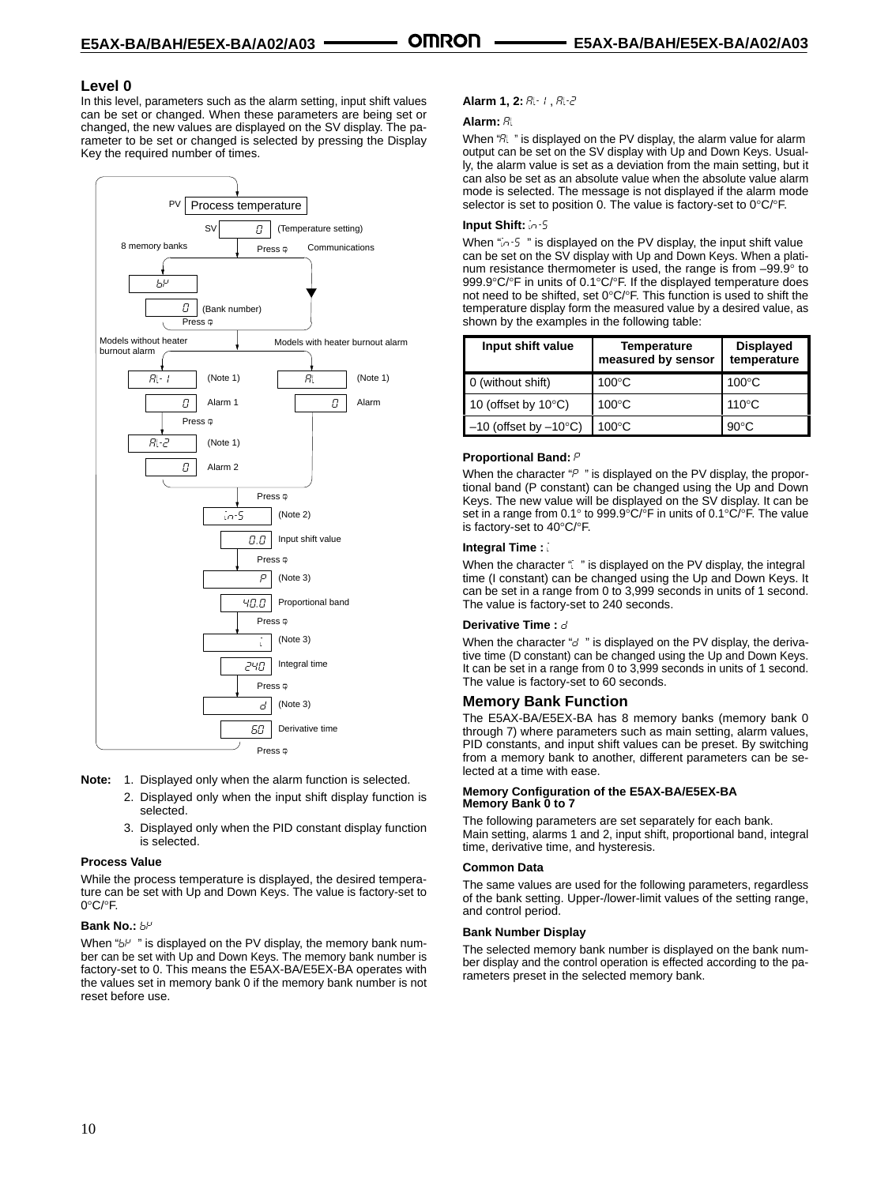## Level 0

In this level, parameters such as the alarm setting, input shift values can be set or changed. When these parameters are being set or changed, the new values are displayed on the SV display. The parameter to be set or changed is selected by pressing the Display Key the required number of times.

PV: Process temperature
SV: 0 (Temperature setting)

8 memory banks — Press ⇕ — Communications

bk
0 (Bank number)
Press ⇕

Models without heater burnout alarm:
AL-1 (Note 1)
0 Alarm 1
Press ⇕
AL-2 (Note 1)
0 Alarm 2

Models with heater burnout alarm:
AL (Note 1)
0 Alarm

Press ⇕
in-S (Note 2)
0.0 Input shift value
Press ⇕
P (Note 3)
40.0 Proportional band
Press ⇕
i (Note 3)
240 Integral time
Press ⇕
d (Note 3)
60 Derivative time
Press ⇕

**Note:**
1. Displayed only when the alarm function is selected.
2. Displayed only when the input shift display function is selected.
3. Displayed only when the PID constant display function is selected.

### Process Value

While the process temperature is displayed, the desired temperature can be set with Up and Down Keys. The value is factory-set to 0°C/°F.

### Bank No.: bk

When "bk" is displayed on the PV display, the memory bank number can be set with Up and Down Keys. The memory bank number is factory-set to 0. This means the E5AX-BA/E5EX-BA operates with the values set in memory bank 0 if the memory bank number is not reset before use.

### Alarm 1, 2: AL-1, AL-2

### Alarm: AL

When "AL" is displayed on the PV display, the alarm value for alarm output can be set on the SV display with Up and Down Keys. Usually, the alarm value is set as a deviation from the main setting, but it can also be set as an absolute value when the absolute value alarm mode is selected. The message is not displayed if the alarm mode selector is set to position 0. The value is factory-set to 0°C/°F.

### Input Shift: in-S

When "in-S" is displayed on the PV display, the input shift value can be set on the SV display with Up and Down Keys. When a platinum resistance thermometer is used, the range is from –99.9° to 999.9°C/°F in units of 0.1°C/°F. If the displayed temperature does not need to be shifted, set 0°C/°F. This function is used to shift the temperature display form the measured value by a desired value, as shown by the examples in the following table:

| Input shift value | Temperature measured by sensor | Displayed temperature |
|---|---|---|
| 0 (without shift) | 100°C | 100°C |
| 10 (offset by 10°C) | 100°C | 110°C |
| –10 (offset by –10°C) | 100°C | 90°C |

### Proportional Band: P

When the character "P" is displayed on the PV display, the proportional band (P constant) can be changed using the Up and Down Keys. The new value will be displayed on the SV display. It can be set in a range from 0.1° to 999.9°C/°F in units of 0.1°C/°F. The value is factory-set to 40°C/°F.

### Integral Time : i

When the character "i" is displayed on the PV display, the integral time (I constant) can be changed using the Up and Down Keys. It can be set in a range from 0 to 3,999 seconds in units of 1 second. The value is factory-set to 240 seconds.

### Derivative Time : d

When the character "d" is displayed on the PV display, the derivative time (D constant) can be changed using the Up and Down Keys. It can be set in a range from 0 to 3,999 seconds in units of 1 second. The value is factory-set to 60 seconds.

## Memory Bank Function

The E5AX-BA/E5EX-BA has 8 memory banks (memory bank 0 through 7) where parameters such as main setting, alarm values, PID constants, and input shift values can be preset. By switching from a memory bank to another, different parameters can be selected at a time with ease.

### Memory Configuration of the E5AX-BA/E5EX-BA Memory Bank 0 to 7

The following parameters are set separately for each bank.
Main setting, alarms 1 and 2, input shift, proportional band, integral time, derivative time, and hysteresis.

### Common Data

The same values are used for the following parameters, regardless of the bank setting. Upper-/lower-limit values of the setting range, and control period.

### Bank Number Display

The selected memory bank number is displayed on the bank number display and the control operation is effected according to the parameters preset in the selected memory bank.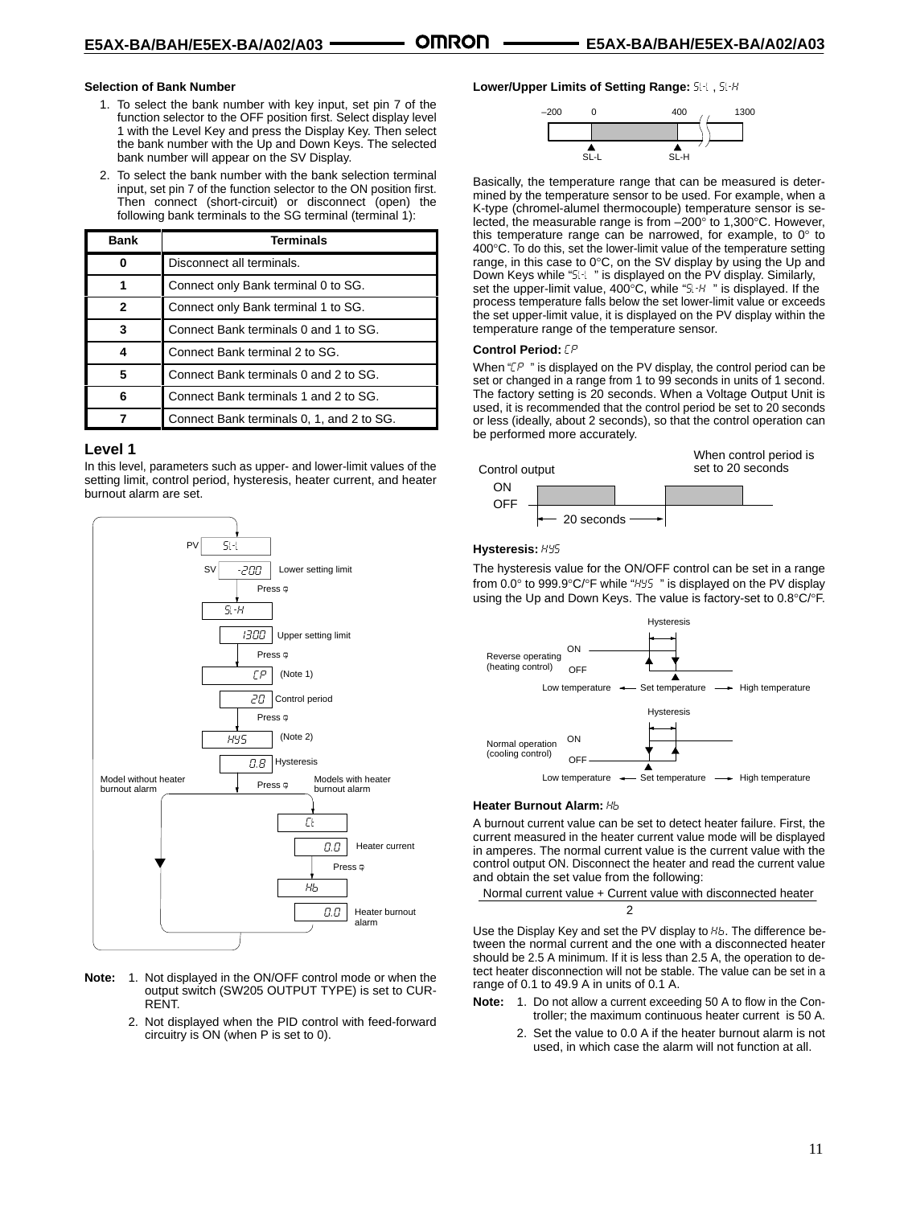### Selection of Bank Number

1. To select the bank number with key input, set pin 7 of the function selector to the OFF position first. Select display level 1 with the Level Key and press the Display Key. Then select the bank number with the Up and Down Keys. The selected bank number will appear on the SV Display.
2. To select the bank number with the bank selection terminal input, set pin 7 of the function selector to the ON position first. Then connect (short-circuit) or disconnect (open) the following bank terminals to the SG terminal (terminal 1):

| Bank | Terminals |
|---|---|
| 0 | Disconnect all terminals. |
| 1 | Connect only Bank terminal 0 to SG. |
| 2 | Connect only Bank terminal 1 to SG. |
| 3 | Connect Bank terminals 0 and 1 to SG. |
| 4 | Connect Bank terminal 2 to SG. |
| 5 | Connect Bank terminals 0 and 2 to SG. |
| 6 | Connect Bank terminals 1 and 2 to SG. |
| 7 | Connect Bank terminals 0, 1, and 2 to SG. |

## Level 1

In this level, parameters such as upper- and lower-limit values of the setting limit, control period, hysteresis, heater current, and heater burnout alarm are set.

PV SL-L
SV -200 Lower setting limit
Press
SL-H
1300 Upper setting limit
Press
CP (Note 1)
20 Control period
Press
HYS (Note 2)
0.8 Hysteresis
Model without heater burnout alarm — Press — Models with heater burnout alarm
Ct
0.0 Heater current
Press
Hb
0.0 Heater burnout alarm

**Note:**
1. Not displayed in the ON/OFF control mode or when the output switch (SW205 OUTPUT TYPE) is set to CURRENT.
2. Not displayed when the PID control with feed-forward circuitry is ON (when P is set to 0).

### Lower/Upper Limits of Setting Range: SL-L , SL-H

–200 0 400 1300
SL-L SL-H

Basically, the temperature range that can be measured is determined by the temperature sensor to be used. For example, when a K-type (chromel-alumel thermocouple) temperature sensor is selected, the measurable range is from –200° to 1,300°C. However, this temperature range can be narrowed, for example, to 0° to 400°C. To do this, set the lower-limit value of the temperature setting range, in this case to 0°C, on the SV display by using the Up and Down Keys while "SL-L " is displayed on the PV display. Similarly, set the upper-limit value, 400°C, while "SL-H " is displayed. If the process temperature falls below the set lower-limit value or exceeds the set upper-limit value, it is displayed on the PV display within the temperature range of the temperature sensor.

### Control Period: CP

When "CP " is displayed on the PV display, the control period can be set or changed in a range from 1 to 99 seconds in units of 1 second. The factory setting is 20 seconds. When a Voltage Output Unit is used, it is recommended that the control period be set to 20 seconds or less (ideally, about 2 seconds), so that the control operation can be performed more accurately.

Control output — ON / OFF — 20 seconds — When control period is set to 20 seconds

### Hysteresis: HYS

The hysteresis value for the ON/OFF control can be set in a range from 0.0° to 999.9°C/°F while "HYS " is displayed on the PV display using the Up and Down Keys. The value is factory-set to 0.8°C/°F.

Reverse operating (heating control): Hysteresis, ON/OFF, Low temperature ← Set temperature → High temperature

Normal operation (cooling control): Hysteresis, ON/OFF, Low temperature ← Set temperature → High temperature

### Heater Burnout Alarm: Hb

A burnout current value can be set to detect heater failure. First, the current measured in the heater current value mode will be displayed in amperes. The normal current value is the current value with the control output ON. Disconnect the heater and read the current value and obtain the set value from the following:

$$\frac{\text{Normal current value + Current value with disconnected heater}}{2}$$

Use the Display Key and set the PV display to Hb. The difference between the normal current and the one with a disconnected heater should be 2.5 A minimum. If it is less than 2.5 A, the operation to detect heater disconnection will not be stable. The value can be set in a range of 0.1 to 49.9 A in units of 0.1 A.

**Note:**
1. Do not allow a current exceeding 50 A to flow in the Controller; the maximum continuous heater current is 50 A.
2. Set the value to 0.0 A if the heater burnout alarm is not used, in which case the alarm will not function at all.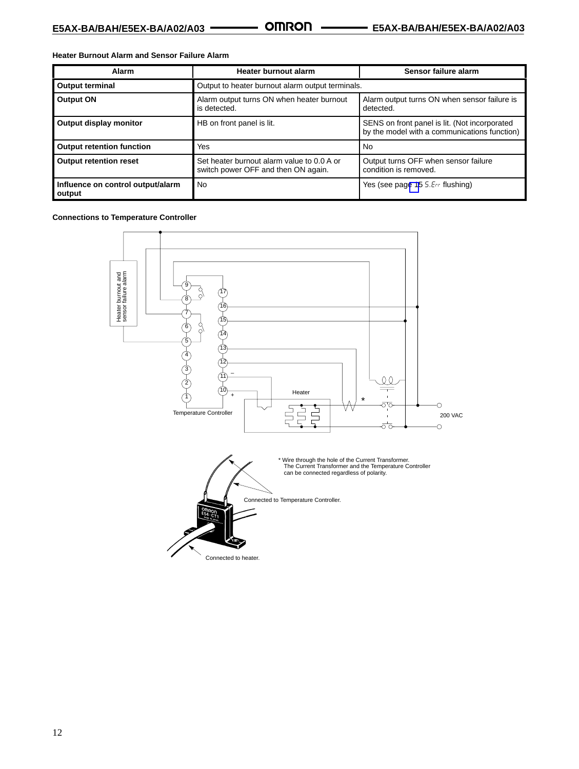**Heater Burnout Alarm and Sensor Failure Alarm**

| Alarm | Heater burnout alarm | Sensor failure alarm |
|---|---|---|
| **Output terminal** | Output to heater burnout alarm output terminals. | |
| **Output ON** | Alarm output turns ON when heater burnout is detected. | Alarm output turns ON when sensor failure is detected. |
| **Output display monitor** | HB on front panel is lit. | SENS on front panel is lit. (Not incorporated by the model with a communications function) |
| **Output retention function** | Yes | No |
| **Output retention reset** | Set heater burnout alarm value to 0.0 A or switch power OFF and then ON again. | Output turns OFF when sensor failure condition is removed. |
| **Influence on control output/alarm output** | No | Yes (see page 15 S.Err flushing) |

**Connections to Temperature Controller**

Heater burnout and sensor failure alarm

Heater

Temperature Controller

200 VAC

\* Wire through the hole of the Current Transformer.
The Current Transformer and the Temperature Controller can be connected regardless of polarity.

Connected to Temperature Controller.

Connected to heater.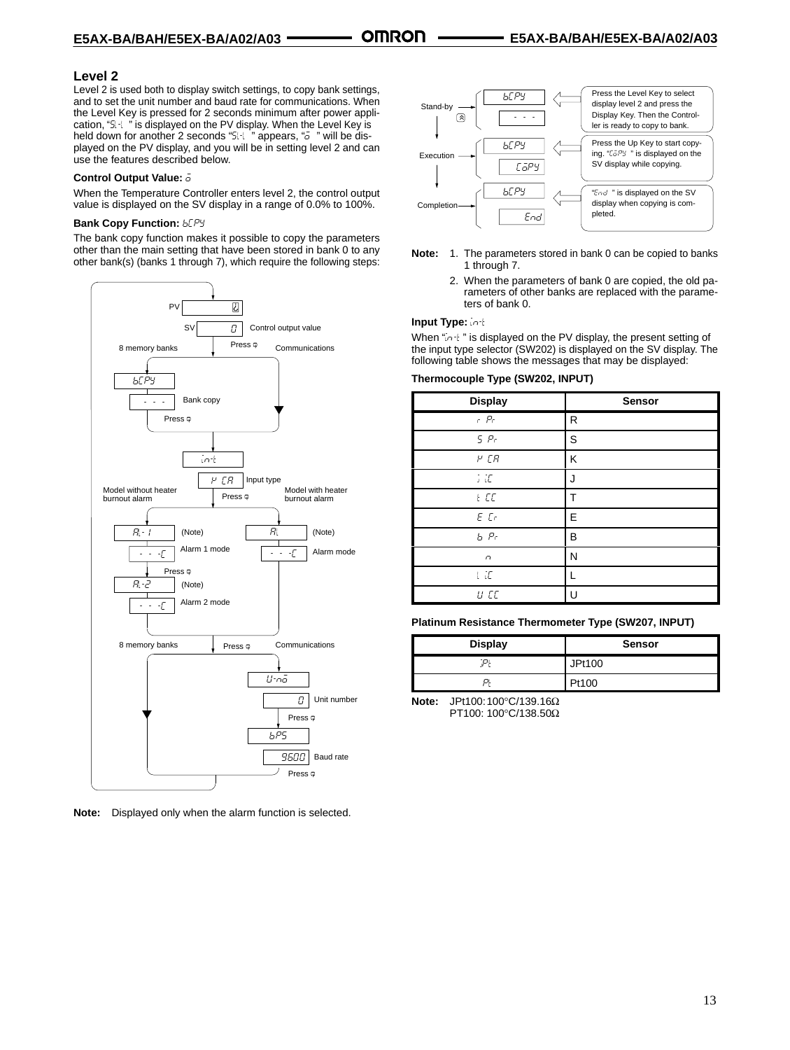## Level 2

Level 2 is used both to display switch settings, to copy bank settings, and to set the unit number and baud rate for communications. When the Level Key is pressed for 2 seconds minimum after power application, "SL-L" is displayed on the PV display. When the Level Key is held down for another 2 seconds "SL-L" appears, "o" will be displayed on the PV display, and you will be in setting level 2 and can use the features described below.

**Control Output Value:** o

When the Temperature Controller enters level 2, the control output value is displayed on the SV display in a range of 0.0% to 100%.

**Bank Copy Function:** bCPY

The bank copy function makes it possible to copy the parameters other than the main setting that have been stored in bank 0 to any other bank(s) (banks 1 through 7), which require the following steps:

PV: o
SV: 0 — Control output value
Press ⇨
8 memory banks / Communications

bCPY
- - - Bank copy
Press ⇨

in-t
K CR — Input type
Press ⇨
Model without heater burnout alarm / Model with heater burnout alarm

AL-1 (Note) — - - -C Alarm 1 mode
Press ⇨
AL-2 (Note) — - - -C Alarm 2 mode

AL (Note) — - - -C Alarm mode

8 memory banks / Press ⇨ / Communications

U-no — 0 Unit number
Press ⇨
bPS — 9600 Baud rate
Press ⇨

**Note:** Displayed only when the alarm function is selected.

Stand-by: bCPY / - - - — Press the Level Key to select display level 2 and press the Display Key. Then the Controller is ready to copy to bank.

Execution: bCPY / CoPY — Press the Up Key to start copying. "CoPY" is displayed on the SV display while copying.

Completion: bCPY / End — "End" is displayed on the SV display when copying is completed.

**Note:**
1. The parameters stored in bank 0 can be copied to banks 1 through 7.
2. When the parameters of bank 0 are copied, the old parameters of other banks are replaced with the parameters of bank 0.

**Input Type:** in-t

When "in-t" is displayed on the PV display, the present setting of the input type selector (SW202) is displayed on the SV display. The following table shows the messages that may be displayed:

**Thermocouple Type (SW202, INPUT)**

| Display | Sensor |
|---|---|
| r Pr | R |
| S Pr | S |
| K CR | K |
| J iC | J |
| t CC | T |
| E Cr | E |
| b Pr | B |
| n | N |
| L iC | L |
| U CC | U |

**Platinum Resistance Thermometer Type (SW207, INPUT)**

| Display | Sensor |
|---|---|
| JPt | JPt100 |
| Pt | Pt100 |

**Note:** JPt100: 100°C/139.16Ω
PT100: 100°C/138.50Ω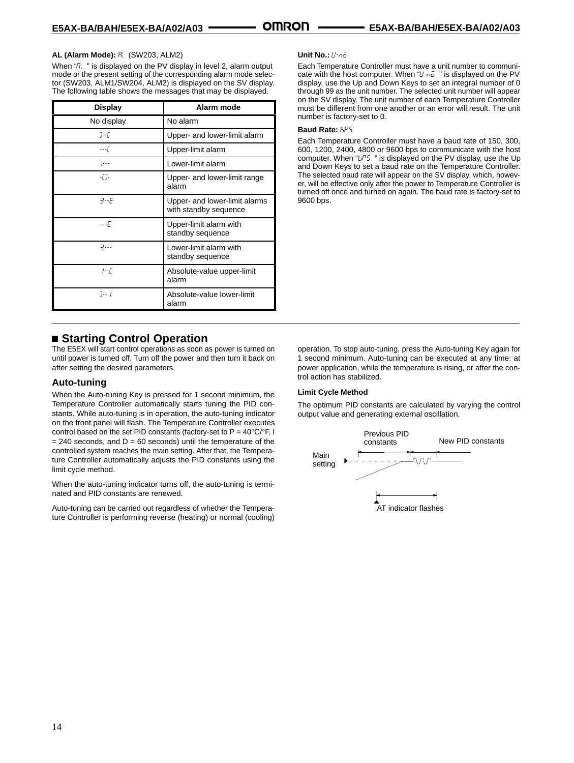**AL (Alarm Mode):** AL (SW203, ALM2)

When "AL " is displayed on the PV display in level 2, alarm output mode or the present setting of the corresponding alarm mode selector (SW203, ALM1/SW204, ALM2) is displayed on the SV display. The following table shows the messages that may be displayed.

| Display | Alarm mode |
|---|---|
| No display | No alarm |
| ]--[ | Upper- and lower-limit alarm |
| ---[ | Upper-limit alarm |
| ]--- | Lower-limit alarm |
| -[]- | Upper- and lower-limit range alarm |
| 3--E | Upper- and lower-limit alarms with standby sequence |
| ---E | Upper-limit alarm with standby sequence |
| 3--- | Lower-limit alarm with standby sequence |
| 1--[ | Absolute-value upper-limit alarm |
| ]-- 1 | Absolute-value lower-limit alarm |

**Unit No.:** U-no

Each Temperature Controller must have a unit number to communicate with the host computer. When "U-no " is displayed on the PV display, use the Up and Down Keys to set an integral number of 0 through 99 as the unit number. The selected unit number will appear on the SV display. The unit number of each Temperature Controller must be different from one another or an error will result. The unit number is factory-set to 0.

**Baud Rate:** bPS

Each Temperature Controller must have a baud rate of 150, 300, 600, 1200, 2400, 4800 or 9600 bps to communicate with the host computer. When "bPS " is displayed on the PV display, use the Up and Down Keys to set a baud rate on the Temperature Controller. The selected baud rate will appear on the SV display, which, however, will be effective only after the power to Temperature Controller is turned off once and turned on again. The baud rate is factory-set to 9600 bps.

## ■ Starting Control Operation

The E5EX will start control operations as soon as power is turned on until power is turned off. Turn off the power and then turn it back on after setting the desired parameters.

### Auto-tuning

When the Auto-tuning Key is pressed for 1 second minimum, the Temperature Controller automatically starts tuning the PID constants. While auto-tuning is in operation, the auto-tuning indicator on the front panel will flash. The Temperature Controller executes control based on the set PID constants (factory-set to P = 40°C/°F, I = 240 seconds, and D = 60 seconds) until the temperature of the controlled system reaches the main setting. After that, the Temperature Controller automatically adjusts the PID constants using the limit cycle method.

When the auto-tuning indicator turns off, the auto-tuning is terminated and PID constants are renewed.

Auto-tuning can be carried out regardless of whether the Temperature Controller is performing reverse (heating) or normal (cooling) operation. To stop auto-tuning, press the Auto-tuning Key again for 1 second minimum. Auto-tuning can be executed at any time: at power application, while the temperature is rising, or after the control action has stabilized.

**Limit Cycle Method**

The optimum PID constants are calculated by varying the control output value and generating external oscillation.

Previous PID constants

New PID constants

Main setting

AT indicator flashes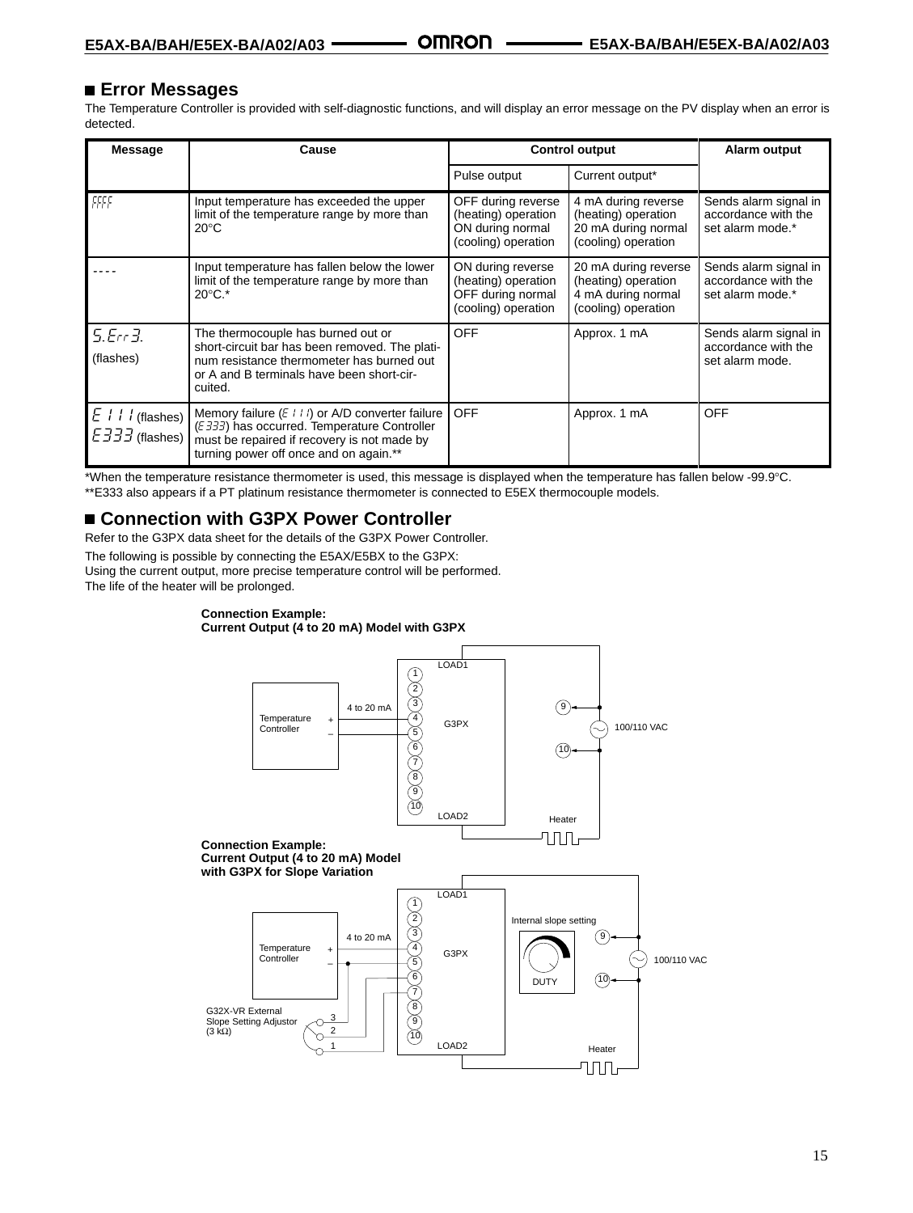## Error Messages

The Temperature Controller is provided with self-diagnostic functions, and will display an error message on the PV display when an error is detected.

| Message | Cause | Control output | | Alarm output |
|---|---|---|---|---|
| | | Pulse output | Current output* | |
| cccc | Input temperature has exceeded the upper limit of the temperature range by more than 20°C | OFF during reverse (heating) operation ON during normal (cooling) operation | 4 mA during reverse (heating) operation 20 mA during normal (cooling) operation | Sends alarm signal in accordance with the set alarm mode.* |
| ---- | Input temperature has fallen below the lower limit of the temperature range by more than 20°C.* | ON during reverse (heating) operation OFF during normal (cooling) operation | 20 mA during reverse (heating) operation 4 mA during normal (cooling) operation | Sends alarm signal in accordance with the set alarm mode.* |
| S.Err3. (flashes) | The thermocouple has burned out or short-circuit bar has been removed. The platinum resistance thermometer has burned out or A and B terminals have been short-circuited. | OFF | Approx. 1 mA | Sends alarm signal in accordance with the set alarm mode. |
| E111 (flashes) E333 (flashes) | Memory failure (E111) or A/D converter failure (E333) has occurred. Temperature Controller must be repaired if recovery is not made by turning power off once and on again.** | OFF | Approx. 1 mA | OFF |

*When the temperature resistance thermometer is used, this message is displayed when the temperature has fallen below -99.9°C.
**E333 also appears if a PT platinum resistance thermometer is connected to E5EX thermocouple models.

## Connection with G3PX Power Controller

Refer to the G3PX data sheet for the details of the G3PX Power Controller.

The following is possible by connecting the E5AX/E5BX to the G3PX:
Using the current output, more precise temperature control will be performed.
The life of the heater will be prolonged.

**Connection Example:**
**Current Output (4 to 20 mA) Model with G3PX**

**Connection Example:**
**Current Output (4 to 20 mA) Model with G3PX for Slope Variation**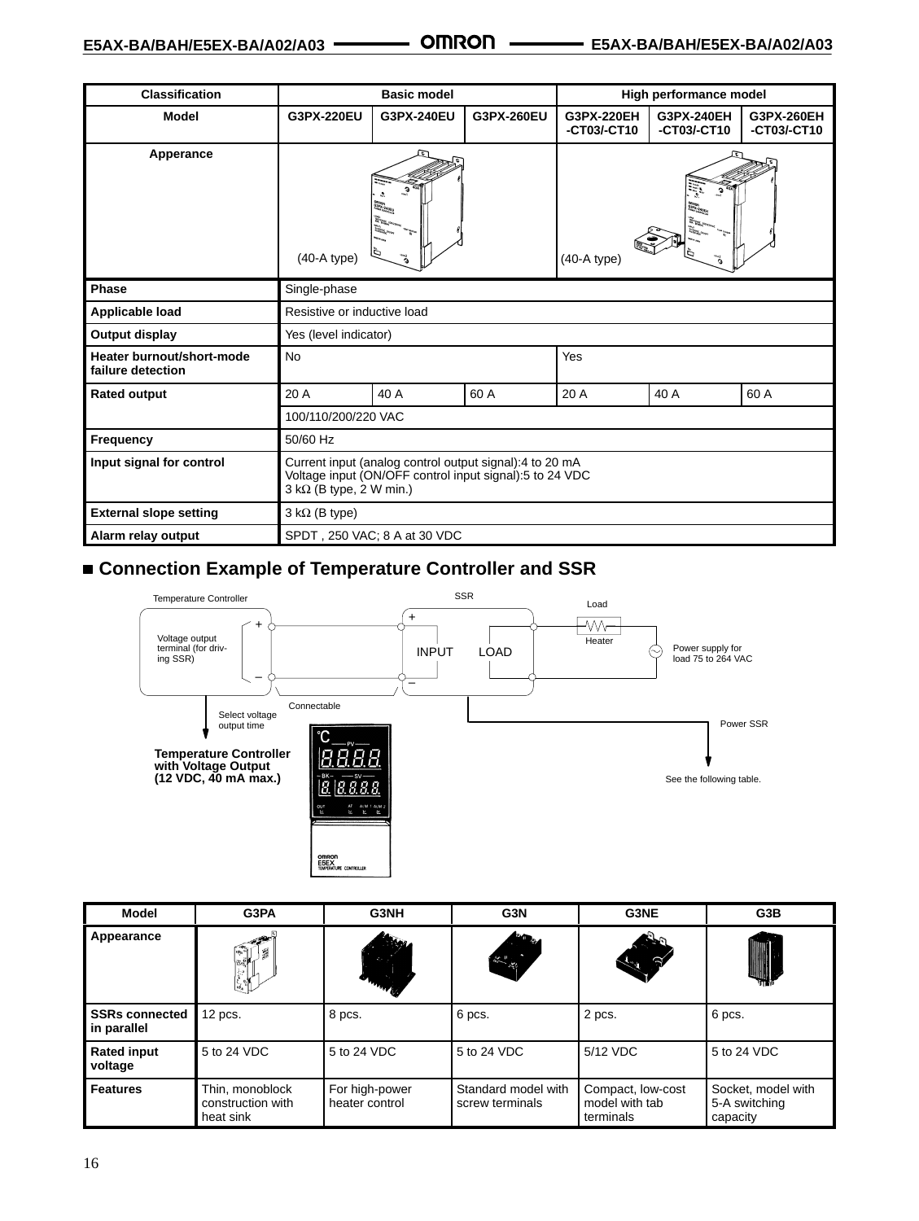| Classification | Basic model | | | High performance model | | |
|---|---|---|---|---|---|---|
| Model | G3PX-220EU | G3PX-240EU | G3PX-260EU | G3PX-220EH -CT03/-CT10 | G3PX-240EH -CT03/-CT10 | G3PX-260EH -CT03/-CT10 |
| Apperance | (40-A type) | | | (40-A type) | | |
| Phase | Single-phase | | | | | |
| Applicable load | Resistive or inductive load | | | | | |
| Output display | Yes (level indicator) | | | | | |
| Heater burnout/short-mode failure detection | No | | | Yes | | |
| Rated output | 20 A | 40 A | 60 A | 20 A | 40 A | 60 A |
| | 100/110/200/220 VAC | | | | | |
| Frequency | 50/60 Hz | | | | | |
| Input signal for control | Current input (analog control output signal):4 to 20 mA Voltage input (ON/OFF control input signal):5 to 24 VDC 3 kΩ (B type, 2 W min.) | | | | | |
| External slope setting | 3 kΩ (B type) | | | | | |
| Alarm relay output | SPDT , 250 VAC; 8 A at 30 VDC | | | | | |

## ■ Connection Example of Temperature Controller and SSR

Temperature Controller

Voltage output terminal (for driving SSR)

SSR

INPUT LOAD

Load

Heater

Power supply for load 75 to 264 VAC

Connectable

Select voltage output time

**Temperature Controller with Voltage Output (12 VDC, 40 mA max.)**

Power SSR

See the following table.

| Model | G3PA | G3NH | G3N | G3NE | G3B |
|---|---|---|---|---|---|
| Appearance | | | | | |
| SSRs connected in parallel | 12 pcs. | 8 pcs. | 6 pcs. | 2 pcs. | 6 pcs. |
| Rated input voltage | 5 to 24 VDC | 5 to 24 VDC | 5 to 24 VDC | 5/12 VDC | 5 to 24 VDC |
| Features | Thin, monoblock construction with heat sink | For high-power heater control | Standard model with screw terminals | Compact, low-cost model with tab terminals | Socket, model with 5-A switching capacity |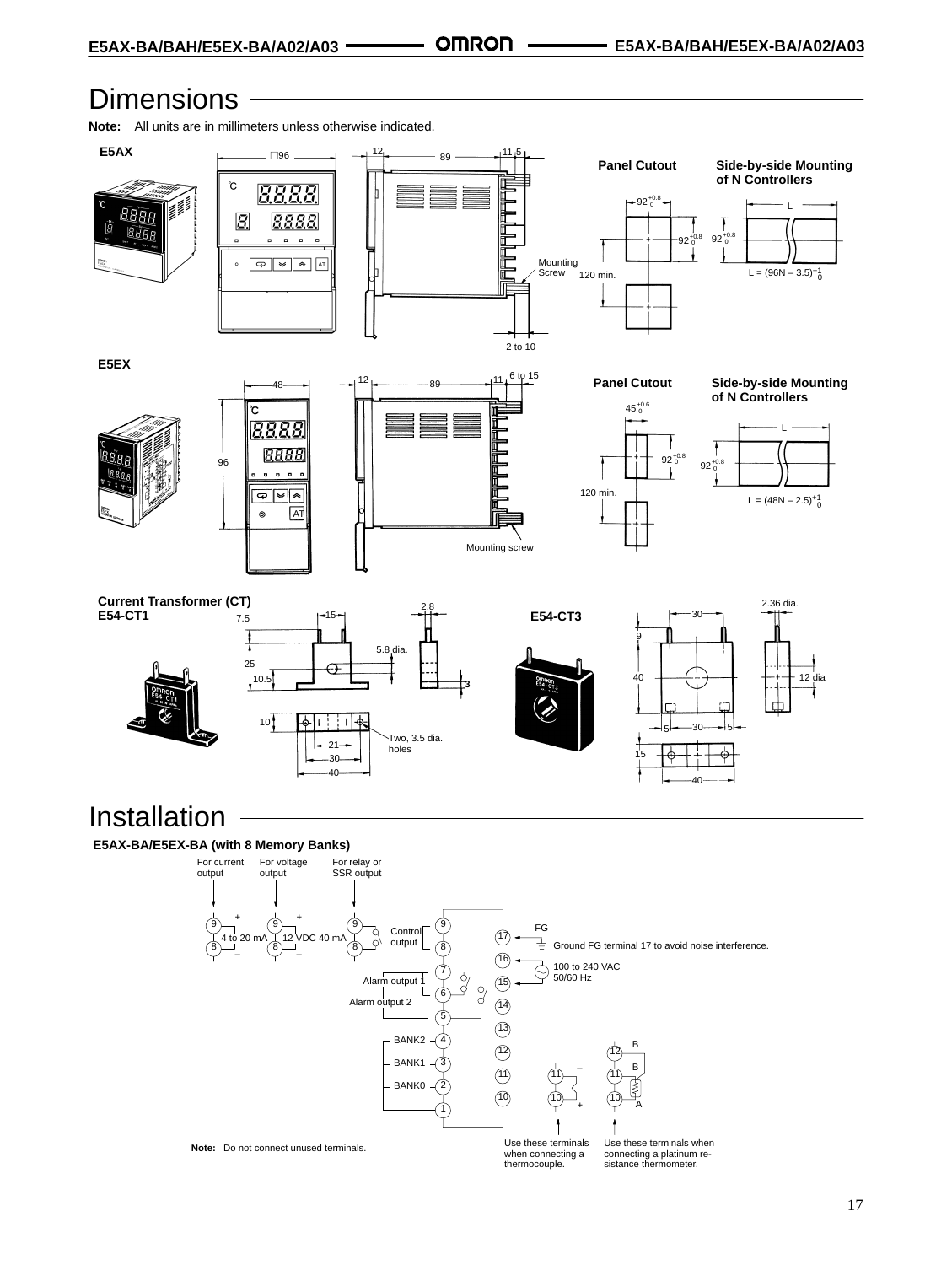# Dimensions

**Note:** All units are in millimeters unless otherwise indicated.

**E5AX**

□96 | 12 | 89 | 11.5

Mounting Screw

2 to 10

**Panel Cutout**

$92^{+0.8}_{0}$

$92^{+0.8}_{0}$

120 min.

**Side-by-side Mounting of N Controllers**

L

$92^{+0.8}_{0}$

L = (96N – 3.5)$^{+1}_{0}$

**E5EX**

48 | 12 | 89 | 11 | 6 to 15

96

Mounting screw

**Panel Cutout**

$45^{+0.6}_{0}$

$92^{+0.8}_{0}$

120 min.

**Side-by-side Mounting of N Controllers**

L

$92^{+0.8}_{0}$

L = (48N – 2.5)$^{+1}_{0}$

**Current Transformer (CT)**
**E54-CT1**

7.5, 15, 2.8, 25, 10.5, 5.8 dia., 3, 10, 21, 30, 40

Two, 3.5 dia. holes

**E54-CT3**

2.36 dia., 30, 9, 40, 12 dia, 5, 30, 5, 15, 40

# Installation

**E5AX-BA/E5EX-BA (with 8 Memory Banks)**

For current output: 9 (+), 8 (–), 4 to 20 mA

For voltage output: 9 (+), 8 (–), 12 VDC 40 mA

For relay or SSR output: 9, 8

Control output: 9, 8

Alarm output 1: 7, 6

Alarm output 2: 6, 5

BANK2: 4

BANK1: 3

BANK0: 2

1

FG: 17 — Ground FG terminal 17 to avoid noise interference.

16, 15: 100 to 240 VAC 50/60 Hz

14, 13

12, 11, 10

11 (–), 10 (+): Use these terminals when connecting a thermocouple.

12 (B), 11 (B), 10 (A): Use these terminals when connecting a platinum resistance thermometer.

**Note:** Do not connect unused terminals.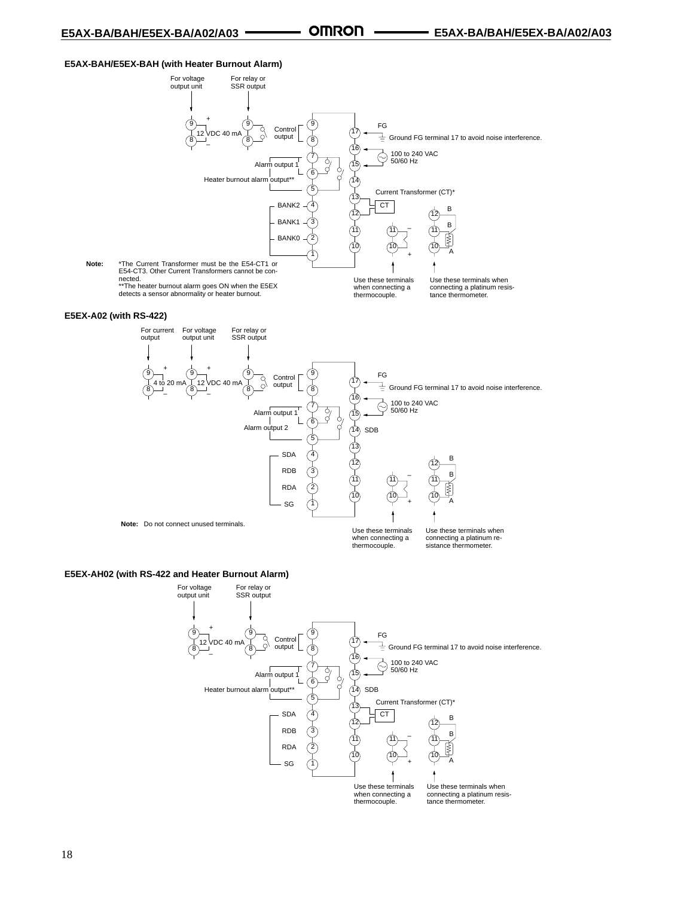### E5AX-BAH/E5EX-BAH (with Heater Burnout Alarm)

For voltage output unit

For relay or SSR output

+ 9 12 VDC 40 mA 8 –

9 8

Control output 9 8

17 FG — Ground FG terminal 17 to avoid noise interference.

16, 15 — 100 to 240 VAC 50/60 Hz

Alarm output 1 7 6

Heater burnout alarm output** 5

14

13 Current Transformer (CT)* CT 12

BANK2 4

BANK1 3

BANK0 2

1

11, 10 (– 11, + 10)

12 B, 11 B, 10 A

Use these terminals when connecting a thermocouple.

Use these terminals when connecting a platinum resistance thermometer.

**Note:** *The Current Transformer must be the E54-CT1 or E54-CT3. Other Current Transformers cannot be connected.
**The heater burnout alarm goes ON when the E5EX detects a sensor abnormality or heater burnout.

### E5EX-A02 (with RS-422)

For current output

For voltage output unit

For relay or SSR output

+ 9 4 to 20 mA 8 –

+ 9 12 VDC 40 mA 8 –

9 8

Control output 9 8

17 FG — Ground FG terminal 17 to avoid noise interference.

16, 15 — 100 to 240 VAC 50/60 Hz

Alarm output 1 7 6

Alarm output 2 5

14 SDB

13

SDA 4

RDB 3

RDA 2

SG 1

12, 11, 10 (– 11, + 10)

12 B, 11 B, 10 A

**Note:** Do not connect unused terminals.

Use these terminals when connecting a thermocouple.

Use these terminals when connecting a platinum resistance thermometer.

### E5EX-AH02 (with RS-422 and Heater Burnout Alarm)

For voltage output unit

For relay or SSR output

+ 9 12 VDC 40 mA 8 –

9 8

Control output 9 8

17 FG — Ground FG terminal 17 to avoid noise interference.

16, 15 — 100 to 240 VAC 50/60 Hz

Alarm output 1 7 6

Heater burnout alarm output** 5

14 SDB

13 Current Transformer (CT)* CT 12

SDA 4

RDB 3

RDA 2

SG 1

11, 10 (– 11, + 10)

12 B, 11 B, 10 A

Use these terminals when connecting a thermocouple.

Use these terminals when connecting a platinum resistance thermometer.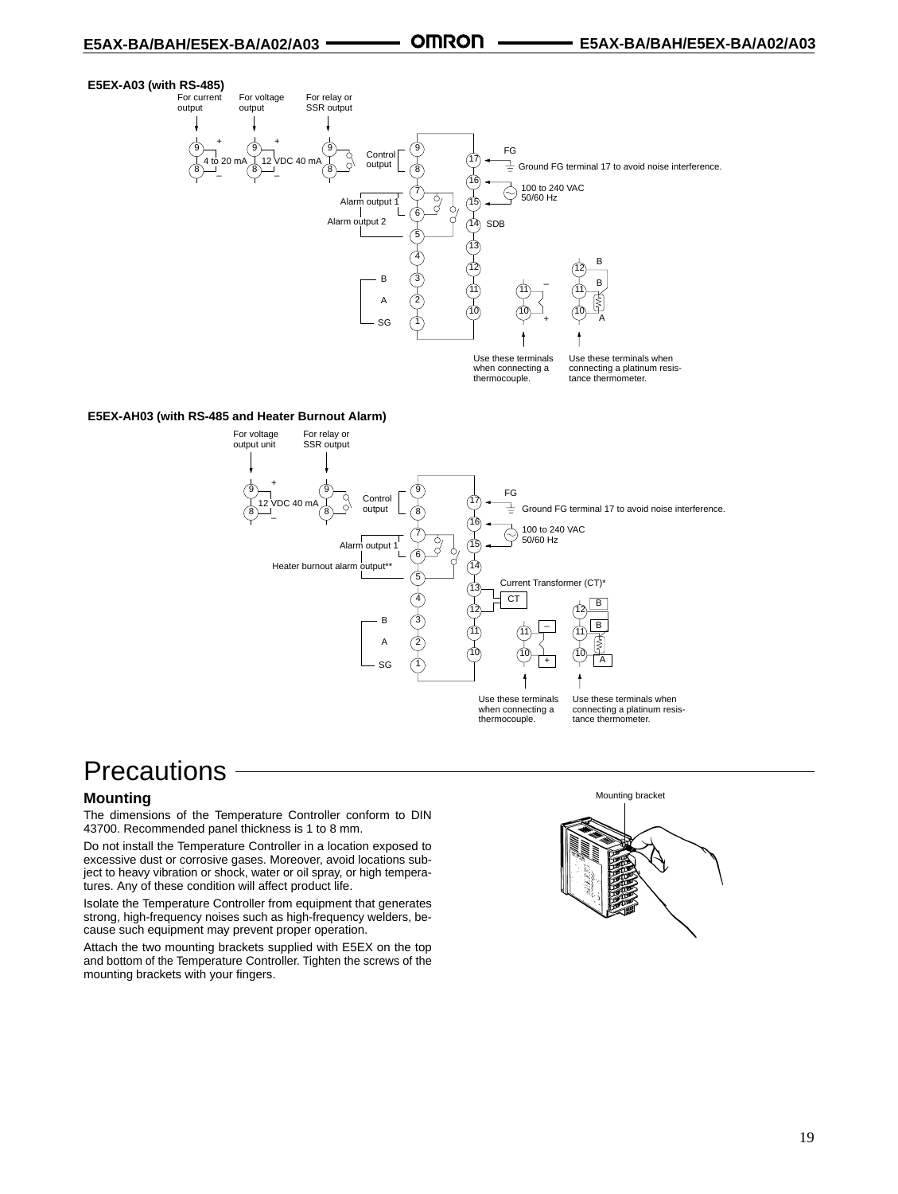**E5EX-A03 (with RS-485)**

For current output

For voltage output

For relay or SSR output

4 to 20 mA

12 VDC 40 mA

Control output

FG

Ground FG terminal 17 to avoid noise interference.

100 to 240 VAC 50/60 Hz

Alarm output 1

Alarm output 2

SDB

B

A

SG

Use these terminals when connecting a thermocouple.

Use these terminals when connecting a platinum resistance thermometer.

**E5EX-AH03 (with RS-485 and Heater Burnout Alarm)**

For voltage output unit

For relay or SSR output

12 VDC 40 mA

Control output

FG

Ground FG terminal 17 to avoid noise interference.

100 to 240 VAC 50/60 Hz

Alarm output 1

Heater burnout alarm output**

Current Transformer (CT)*

B

A

SG

Use these terminals when connecting a thermocouple.

Use these terminals when connecting a platinum resistance thermometer.

# Precautions

## Mounting

The dimensions of the Temperature Controller conform to DIN 43700. Recommended panel thickness is 1 to 8 mm.

Do not install the Temperature Controller in a location exposed to excessive dust or corrosive gases. Moreover, avoid locations subject to heavy vibration or shock, water or oil spray, or high temperatures. Any of these condition will affect product life.

Isolate the Temperature Controller from equipment that generates strong, high-frequency noises such as high-frequency welders, because such equipment may prevent proper operation.

Attach the two mounting brackets supplied with E5EX on the top and bottom of the Temperature Controller. Tighten the screws of the mounting brackets with your fingers.

Mounting bracket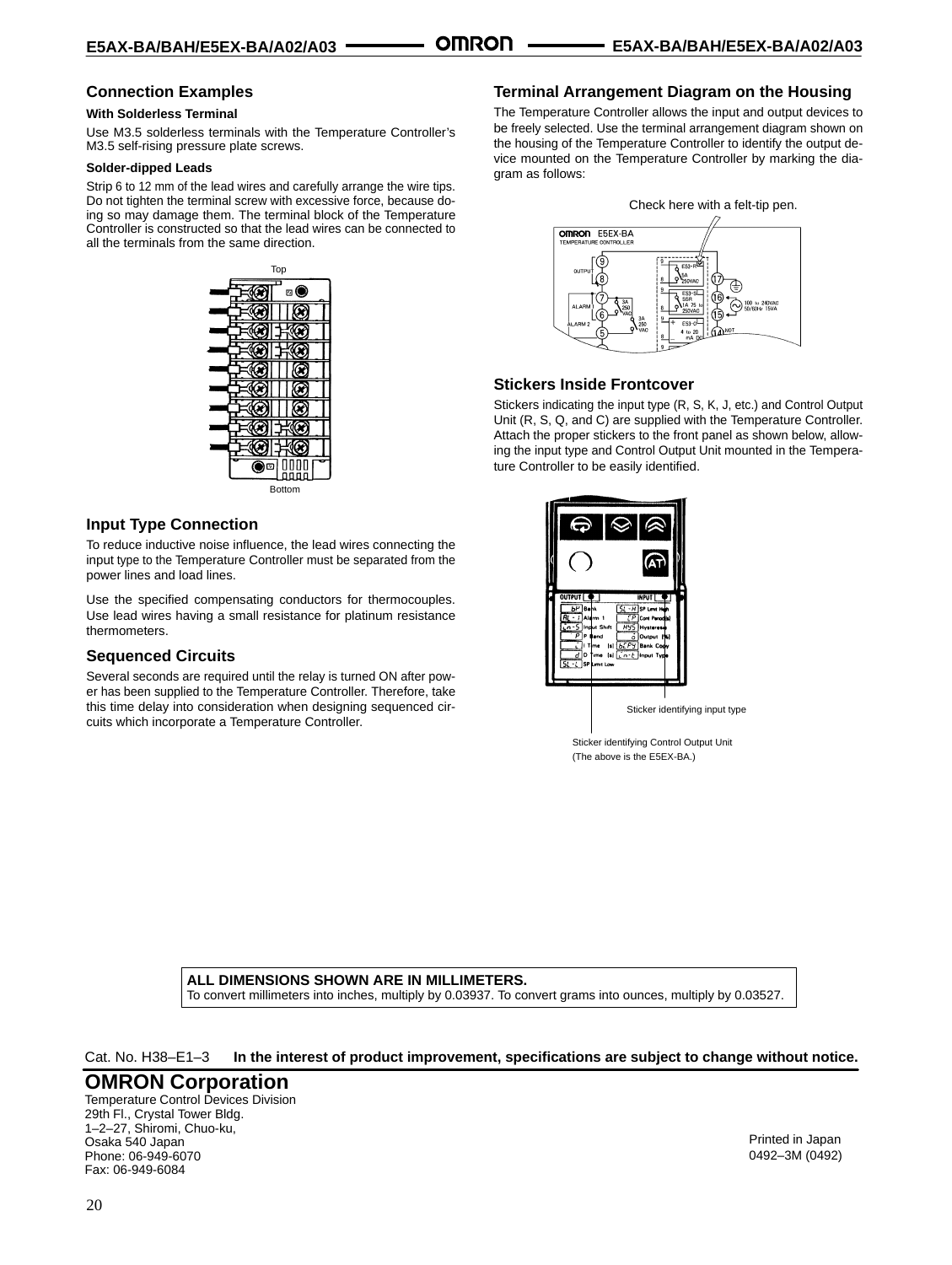## Connection Examples

**With Solderless Terminal**

Use M3.5 solderless terminals with the Temperature Controller's M3.5 self-rising pressure plate screws.

**Solder-dipped Leads**

Strip 6 to 12 mm of the lead wires and carefully arrange the wire tips. Do not tighten the terminal screw with excessive force, because doing so may damage them. The terminal block of the Temperature Controller is constructed so that the lead wires can be connected to all the terminals from the same direction.

Top

Bottom

## Input Type Connection

To reduce inductive noise influence, the lead wires connecting the input type to the Temperature Controller must be separated from the power lines and load lines.

Use the specified compensating conductors for thermocouples. Use lead wires having a small resistance for platinum resistance thermometers.

## Sequenced Circuits

Several seconds are required until the relay is turned ON after power has been supplied to the Temperature Controller. Therefore, take this time delay into consideration when designing sequenced circuits which incorporate a Temperature Controller.

## Terminal Arrangement Diagram on the Housing

The Temperature Controller allows the input and output devices to be freely selected. Use the terminal arrangement diagram shown on the housing of the Temperature Controller to identify the output device mounted on the Temperature Controller by marking the diagram as follows:

Check here with a felt-tip pen.

## Stickers Inside Frontcover

Stickers indicating the input type (R, S, K, J, etc.) and Control Output Unit (R, S, Q, and C) are supplied with the Temperature Controller. Attach the proper stickers to the front panel as shown below, allowing the input type and Control Output Unit mounted in the Temperature Controller to be easily identified.

Sticker identifying input type

Sticker identifying Control Output Unit
(The above is the E5EX-BA.)

**ALL DIMENSIONS SHOWN ARE IN MILLIMETERS.**
To convert millimeters into inches, multiply by 0.03937. To convert grams into ounces, multiply by 0.03527.

Cat. No. H38–E1–3 **In the interest of product improvement, specifications are subject to change without notice.**

**OMRON Corporation**
Temperature Control Devices Division
29th Fl., Crystal Tower Bldg.
1–2–27, Shiromi, Chuo-ku,
Osaka 540 Japan
Phone: 06-949-6070
Fax: 06-949-6084

Printed in Japan
0492–3M (0492)